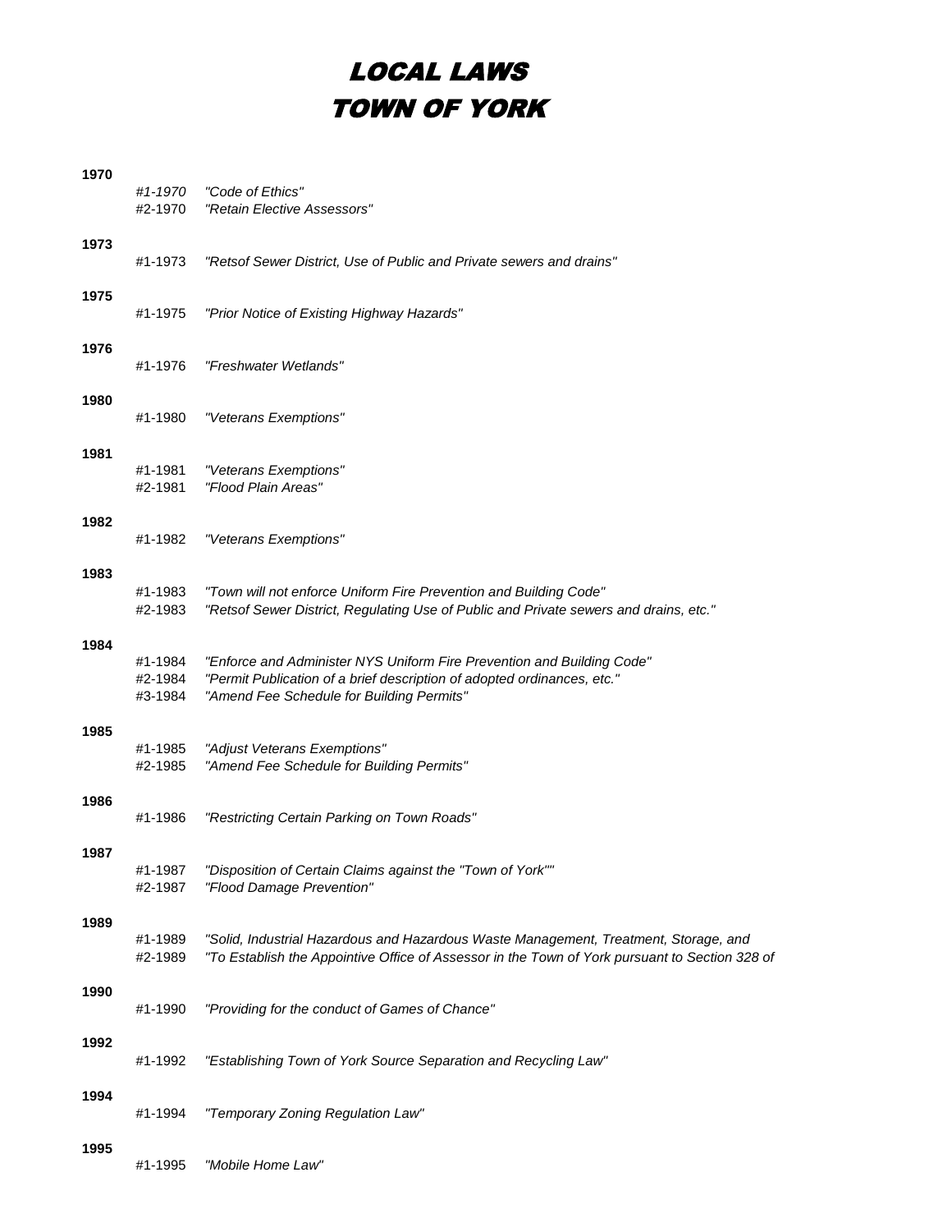# LOCAL LAWS
# TOWN OF YORK

**1970**

*#1-1970* *"Code of Ethics"*
#2-1970 *"Retain Elective Assessors"*

**1973**

#1-1973 *"Retsof Sewer District, Use of Public and Private sewers and drains"*

**1975**

#1-1975 *"Prior Notice of Existing Highway Hazards"*

**1976**

#1-1976 *"Freshwater Wetlands"*

**1980**

#1-1980 *"Veterans Exemptions"*

**1981**

#1-1981 *"Veterans Exemptions"*
#2-1981 *"Flood Plain Areas"*

**1982**

#1-1982 *"Veterans Exemptions"*

**1983**

#1-1983 *"Town will not enforce Uniform Fire Prevention and Building Code"*
#2-1983 *"Retsof Sewer District, Regulating Use of Public and Private sewers and drains, etc."*

**1984**

#1-1984 *"Enforce and Administer NYS Uniform Fire Prevention and Building Code"*
#2-1984 *"Permit Publication of a brief description of adopted ordinances, etc."*
#3-1984 *"Amend Fee Schedule for Building Permits"*

**1985**

#1-1985 *"Adjust Veterans Exemptions"*
#2-1985 *"Amend Fee Schedule for Building Permits"*

**1986**

#1-1986 *"Restricting Certain Parking on Town Roads"*

**1987**

#1-1987 *"Disposition of Certain Claims against the "Town of York""*
#2-1987 *"Flood Damage Prevention"*

**1989**

#1-1989 *"Solid, Industrial Hazardous and Hazardous Waste Management, Treatment, Storage, and*
#2-1989 *"To Establish the Appointive Office of Assessor in the Town of York pursuant to Section 328 of*

**1990**

#1-1990 *"Providing for the conduct of Games of Chance"*

**1992**

#1-1992 *"Establishing Town of York Source Separation and Recycling Law"*

**1994**

#1-1994 *"Temporary Zoning Regulation Law"*

**1995**

#1-1995 *"Mobile Home Law"*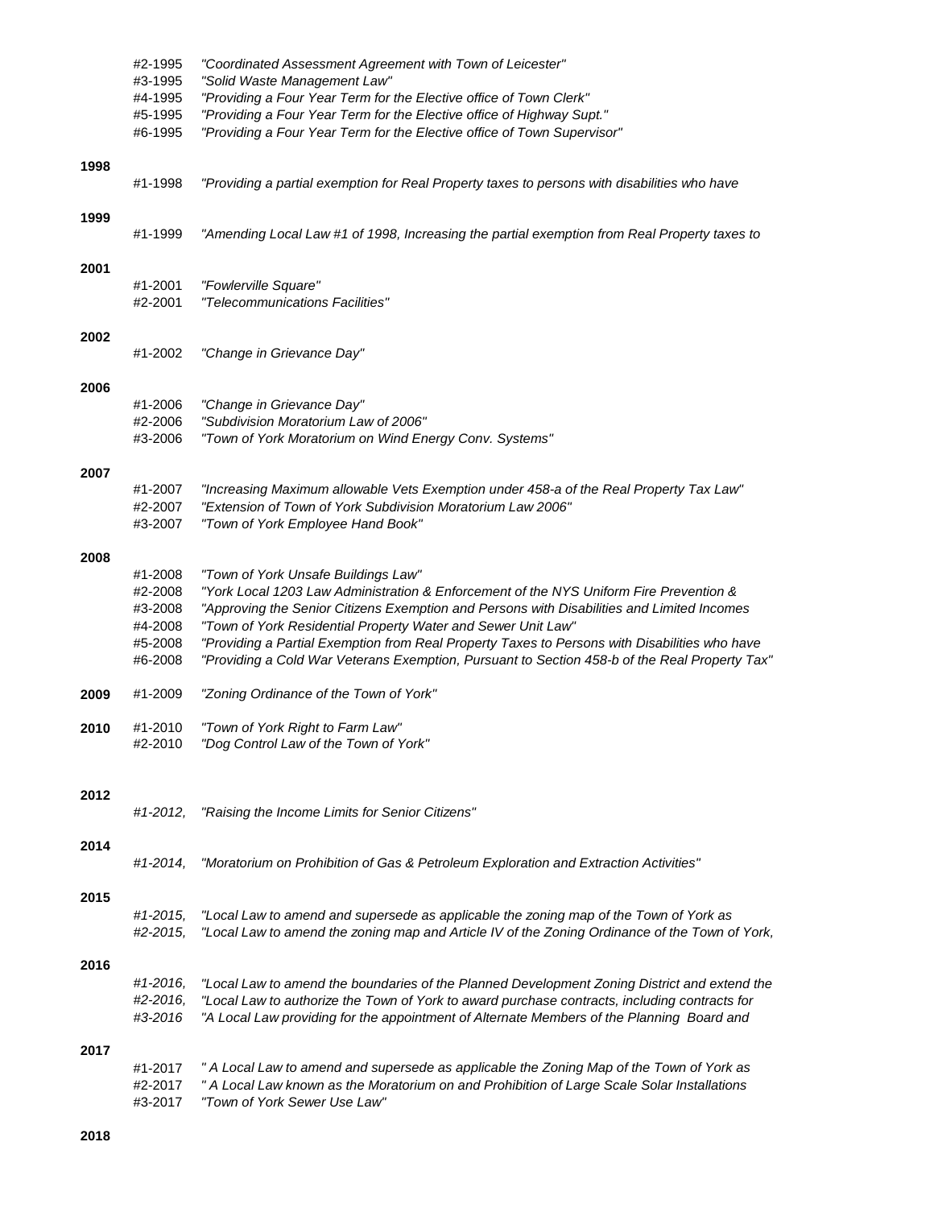#2-1995 *"Coordinated Assessment Agreement with Town of Leicester"*
#3-1995 *"Solid Waste Management Law"*
#4-1995 *"Providing a Four Year Term for the Elective office of Town Clerk"*
#5-1995 *"Providing a Four Year Term for the Elective office of Highway Supt."*
#6-1995 *"Providing a Four Year Term for the Elective office of Town Supervisor"*

**1998**

#1-1998 *"Providing a partial exemption for Real Property taxes to persons with disabilities who have*

**1999**

#1-1999 *"Amending Local Law #1 of 1998, Increasing the partial exemption from Real Property taxes to*

**2001**

#1-2001 *"Fowlerville Square"*
#2-2001 *"Telecommunications Facilities"*

**2002**

#1-2002 *"Change in Grievance Day"*

**2006**

#1-2006 *"Change in Grievance Day"*
#2-2006 *"Subdivision Moratorium Law of 2006"*
#3-2006 *"Town of York Moratorium on Wind Energy Conv. Systems"*

**2007**

#1-2007 *"Increasing Maximum allowable Vets Exemption under 458-a of the Real Property Tax Law"*
#2-2007 *"Extension of Town of York Subdivision Moratorium Law 2006"*
#3-2007 *"Town of York Employee Hand Book"*

**2008**

#1-2008 *"Town of York Unsafe Buildings Law"*
#2-2008 *"York Local 1203 Law Administration & Enforcement of the NYS Uniform Fire Prevention &*
#3-2008 *"Approving the Senior Citizens Exemption and Persons with Disabilities and Limited Incomes*
#4-2008 *"Town of York Residential Property Water and Sewer Unit Law"*
#5-2008 *"Providing a Partial Exemption from Real Property Taxes to Persons with Disabilities who have*
#6-2008 *"Providing a Cold War Veterans Exemption, Pursuant to Section 458-b of the Real Property Tax"*

**2009** #1-2009 *"Zoning Ordinance of the Town of York"*

**2010** #1-2010 *"Town of York Right to Farm Law"*
#2-2010 *"Dog Control Law of the Town of York"*

**2012**

*#1-2012,* *"Raising the Income Limits for Senior Citizens"*

**2014**

*#1-2014,* *"Moratorium on Prohibition of Gas & Petroleum Exploration and Extraction Activities"*

**2015**

*#1-2015,* *"Local Law to amend and supersede as applicable the zoning map of the Town of York as*
*#2-2015,* *"Local Law to amend the zoning map and Article IV of the Zoning Ordinance of the Town of York,*

**2016**

*#1-2016,* *"Local Law to amend the boundaries of the Planned Development Zoning District and extend the*
*#2-2016,* *"Local Law to authorize the Town of York to award purchase contracts, including contracts for*
*#3-2016* *"A Local Law providing for the appointment of Alternate Members of the Planning Board and*

**2017**

#1-2017 *" A Local Law to amend and supersede as applicable the Zoning Map of the Town of York as*
#2-2017 *" A Local Law known as the Moratorium on and Prohibition of Large Scale Solar Installations*
#3-2017 *"Town of York Sewer Use Law"*

**2018**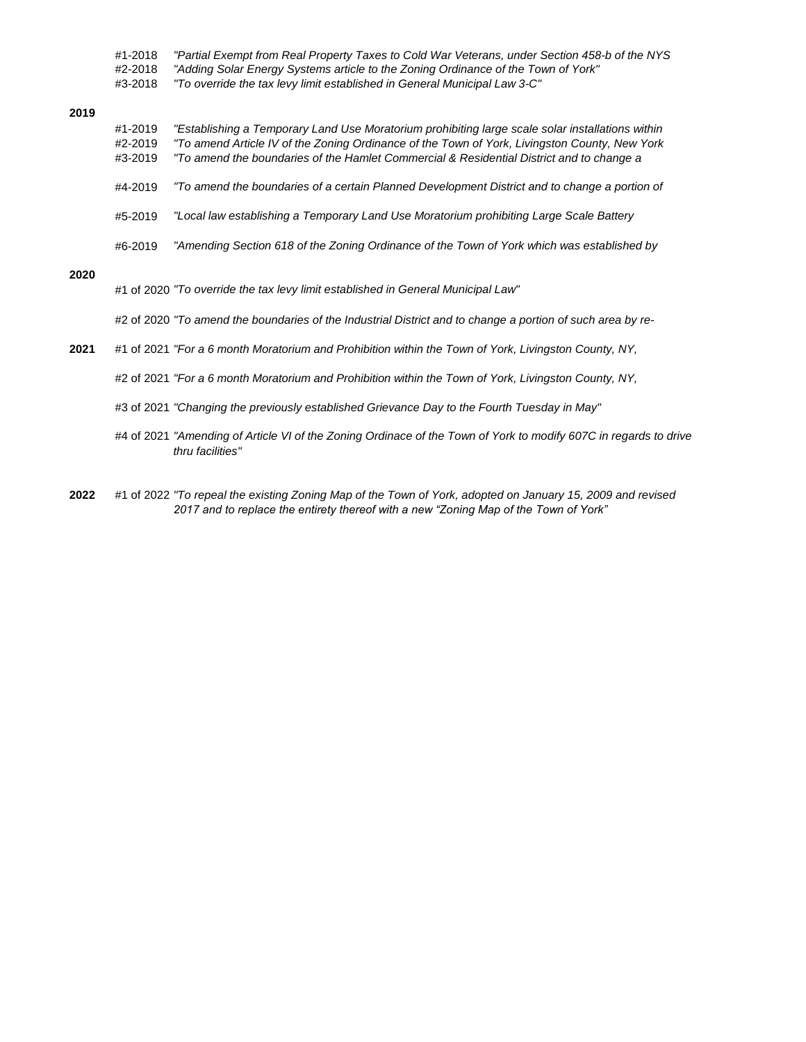#1-2018 *"Partial Exempt from Real Property Taxes to Cold War Veterans, under Section 458-b of the NYS*

#2-2018 *"Adding Solar Energy Systems article to the Zoning Ordinance of the Town of York"*

#3-2018 *"To override the tax levy limit established in General Municipal Law 3-C"*

**2019**

#1-2019 *"Establishing a Temporary Land Use Moratorium prohibiting large scale solar installations within*

#2-2019 *"To amend Article IV of the Zoning Ordinance of the Town of York, Livingston County, New York*

#3-2019 *"To amend the boundaries of the Hamlet Commercial & Residential District and to change a*

#4-2019 *"To amend the boundaries of a certain Planned Development District and to change a portion of*

#5-2019 *"Local law establishing a Temporary Land Use Moratorium prohibiting Large Scale Battery*

#6-2019 *"Amending Section 618 of the Zoning Ordinance of the Town of York which was established by*

**2020**

#1 of 2020 *"To override the tax levy limit established in General Municipal Law"*

#2 of 2020 *"To amend the boundaries of the Industrial District and to change a portion of such area by re-*

**2021**

#1 of 2021 *"For a 6 month Moratorium and Prohibition within the Town of York, Livingston County, NY,*

#2 of 2021 *"For a 6 month Moratorium and Prohibition within the Town of York, Livingston County, NY,*

#3 of 2021 *"Changing the previously established Grievance Day to the Fourth Tuesday in May"*

#4 of 2021 *"Amending of Article VI of the Zoning Ordinace of the Town of York to modify 607C in regards to drive thru facilities"*

**2022**

#1 of 2022 *"To repeal the existing Zoning Map of the Town of York, adopted on January 15, 2009 and revised 2017 and to replace the entirety thereof with a new "Zoning Map of the Town of York"*